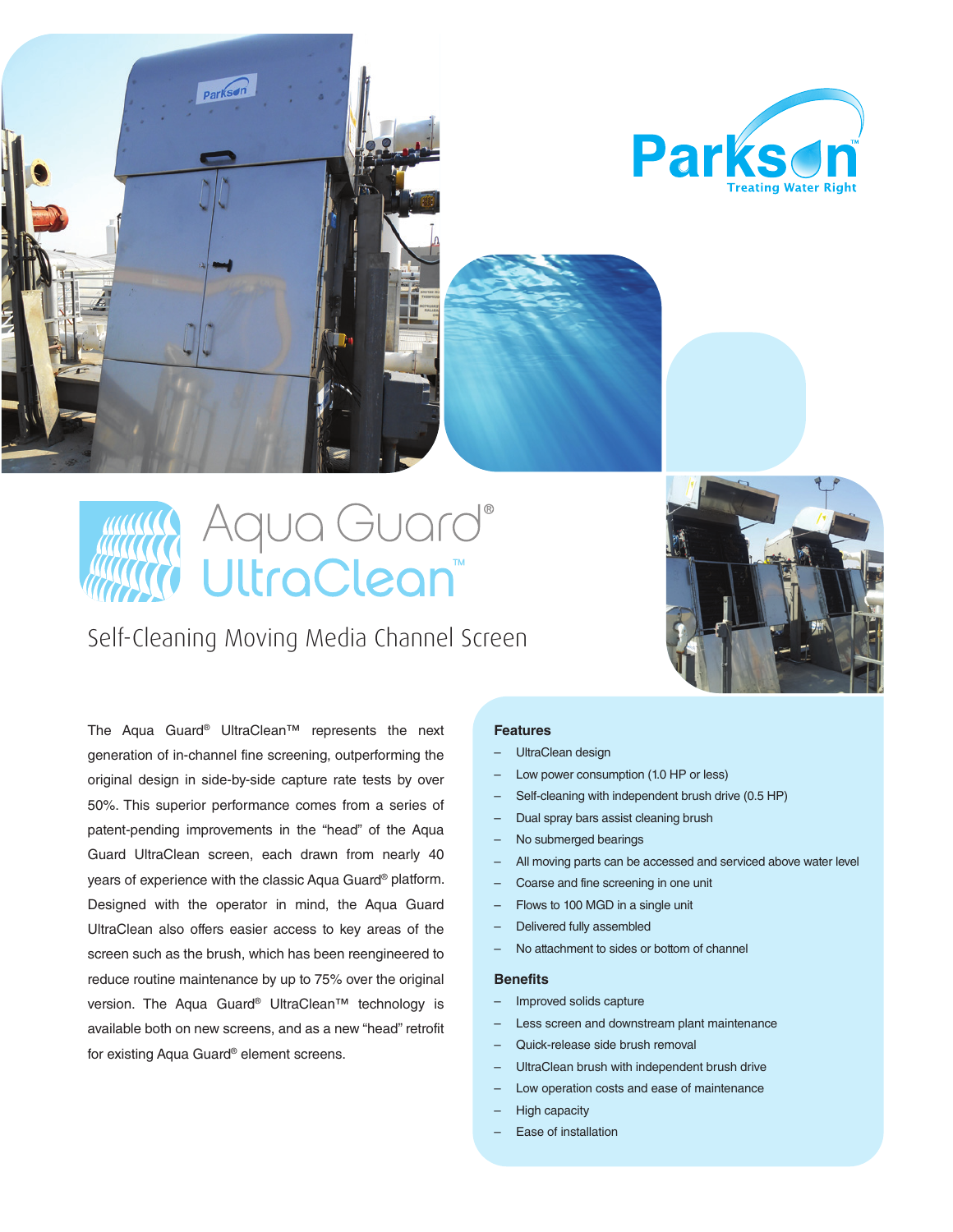Parkson
Treating Water Right

# Aqua Guard® UltraClean™

## Self-Cleaning Moving Media Channel Screen

The Aqua Guard® UltraClean™ represents the next generation of in-channel fine screening, outperforming the original design in side-by-side capture rate tests by over 50%. This superior performance comes from a series of patent-pending improvements in the "head" of the Aqua Guard UltraClean screen, each drawn from nearly 40 years of experience with the classic Aqua Guard® platform. Designed with the operator in mind, the Aqua Guard UltraClean also offers easier access to key areas of the screen such as the brush, which has been reengineered to reduce routine maintenance by up to 75% over the original version. The Aqua Guard® UltraClean™ technology is available both on new screens, and as a new "head" retrofit for existing Aqua Guard® element screens.

### Features

- UltraClean design
- Low power consumption (1.0 HP or less)
- Self-cleaning with independent brush drive (0.5 HP)
- Dual spray bars assist cleaning brush
- No submerged bearings
- All moving parts can be accessed and serviced above water level
- Coarse and fine screening in one unit
- Flows to 100 MGD in a single unit
- Delivered fully assembled
- No attachment to sides or bottom of channel

### Benefits

- Improved solids capture
- Less screen and downstream plant maintenance
- Quick-release side brush removal
- UltraClean brush with independent brush drive
- Low operation costs and ease of maintenance
- High capacity
- Ease of installation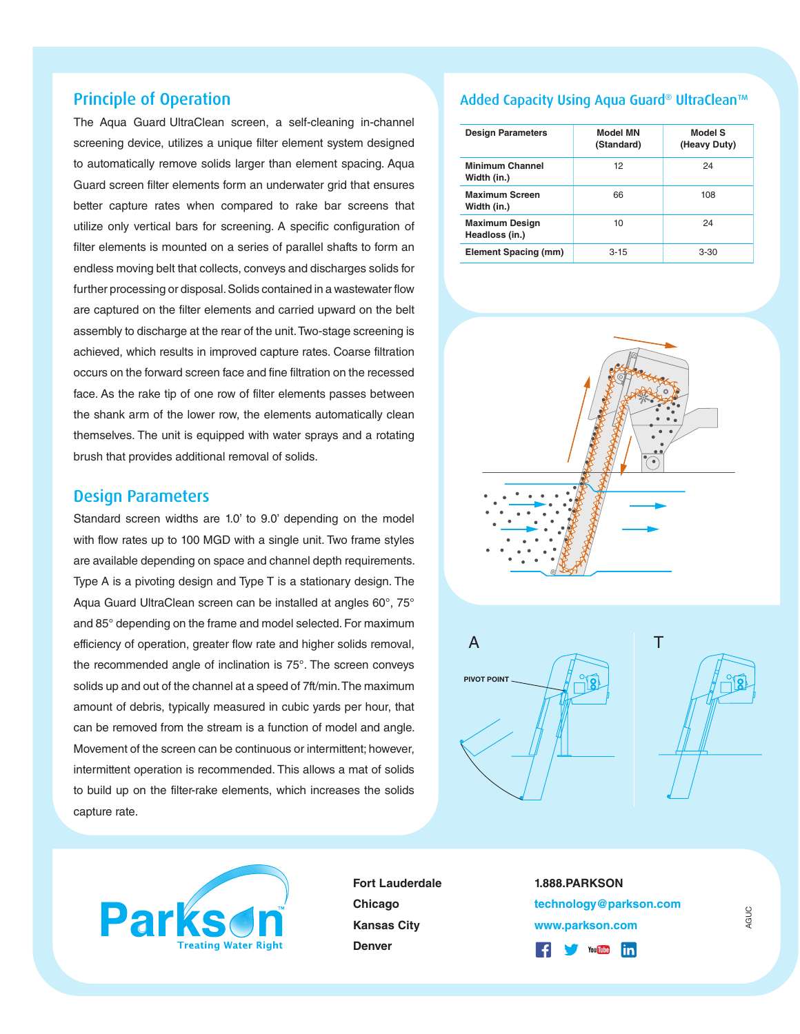## Principle of Operation

The Aqua Guard UltraClean screen, a self-cleaning in-channel screening device, utilizes a unique filter element system designed to automatically remove solids larger than element spacing. Aqua Guard screen filter elements form an underwater grid that ensures better capture rates when compared to rake bar screens that utilize only vertical bars for screening. A specific configuration of filter elements is mounted on a series of parallel shafts to form an endless moving belt that collects, conveys and discharges solids for further processing or disposal. Solids contained in a wastewater flow are captured on the filter elements and carried upward on the belt assembly to discharge at the rear of the unit. Two-stage screening is achieved, which results in improved capture rates. Coarse filtration occurs on the forward screen face and fine filtration on the recessed face. As the rake tip of one row of filter elements passes between the shank arm of the lower row, the elements automatically clean themselves. The unit is equipped with water sprays and a rotating brush that provides additional removal of solids.

## Design Parameters

Standard screen widths are 1.0' to 9.0' depending on the model with flow rates up to 100 MGD with a single unit. Two frame styles are available depending on space and channel depth requirements. Type A is a pivoting design and Type T is a stationary design. The Aqua Guard UltraClean screen can be installed at angles 60°, 75° and 85° depending on the frame and model selected. For maximum efficiency of operation, greater flow rate and higher solids removal, the recommended angle of inclination is 75°. The screen conveys solids up and out of the channel at a speed of 7ft/min. The maximum amount of debris, typically measured in cubic yards per hour, that can be removed from the stream is a function of model and angle. Movement of the screen can be continuous or intermittent; however, intermittent operation is recommended. This allows a mat of solids to build up on the filter-rake elements, which increases the solids capture rate.

## Added Capacity Using Aqua Guard® UltraClean™

| Design Parameters | Model MN (Standard) | Model S (Heavy Duty) |
|---|---|---|
| Minimum Channel Width (in.) | 12 | 24 |
| Maximum Screen Width (in.) | 66 | 108 |
| Maximum Design Headloss (in.) | 10 | 24 |
| Element Spacing (mm) | 3-15 | 3-30 |

A

PIVOT POINT

T

Parkson™ Treating Water Right

Fort Lauderdale
Chicago
Kansas City
Denver

1.888.PARKSON
technology@parkson.com
www.parkson.com

AGUC